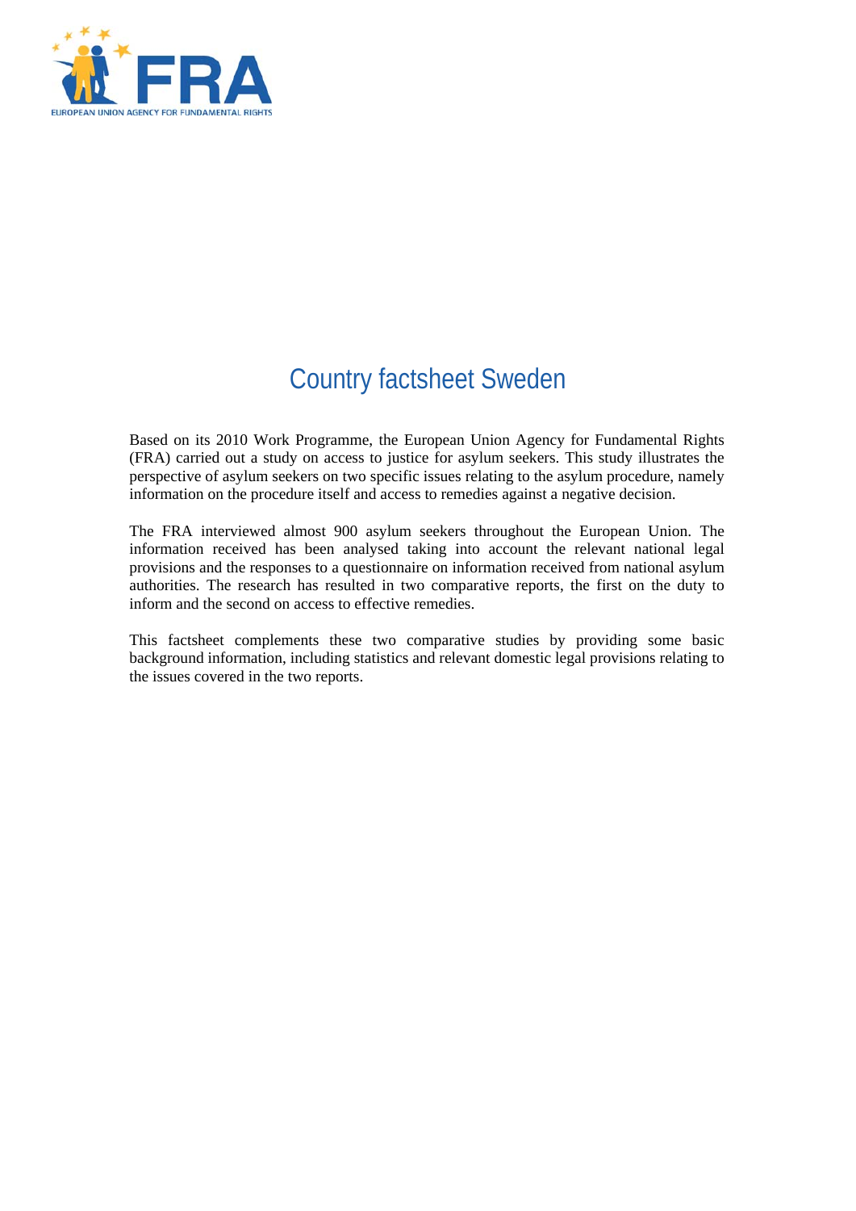# Country factsheet Sweden

Based on its 2010 Work Programme, the European Union Agency for Fundamental Rights (FRA) carried out a study on access to justice for asylum seekers. This study illustrates the perspective of asylum seekers on two specific issues relating to the asylum procedure, namely information on the procedure itself and access to remedies against a negative decision.

The FRA interviewed almost 900 asylum seekers throughout the European Union. The information received has been analysed taking into account the relevant national legal provisions and the responses to a questionnaire on information received from national asylum authorities. The research has resulted in two comparative reports, the first on the duty to inform and the second on access to effective remedies.

This factsheet complements these two comparative studies by providing some basic background information, including statistics and relevant domestic legal provisions relating to the issues covered in the two reports.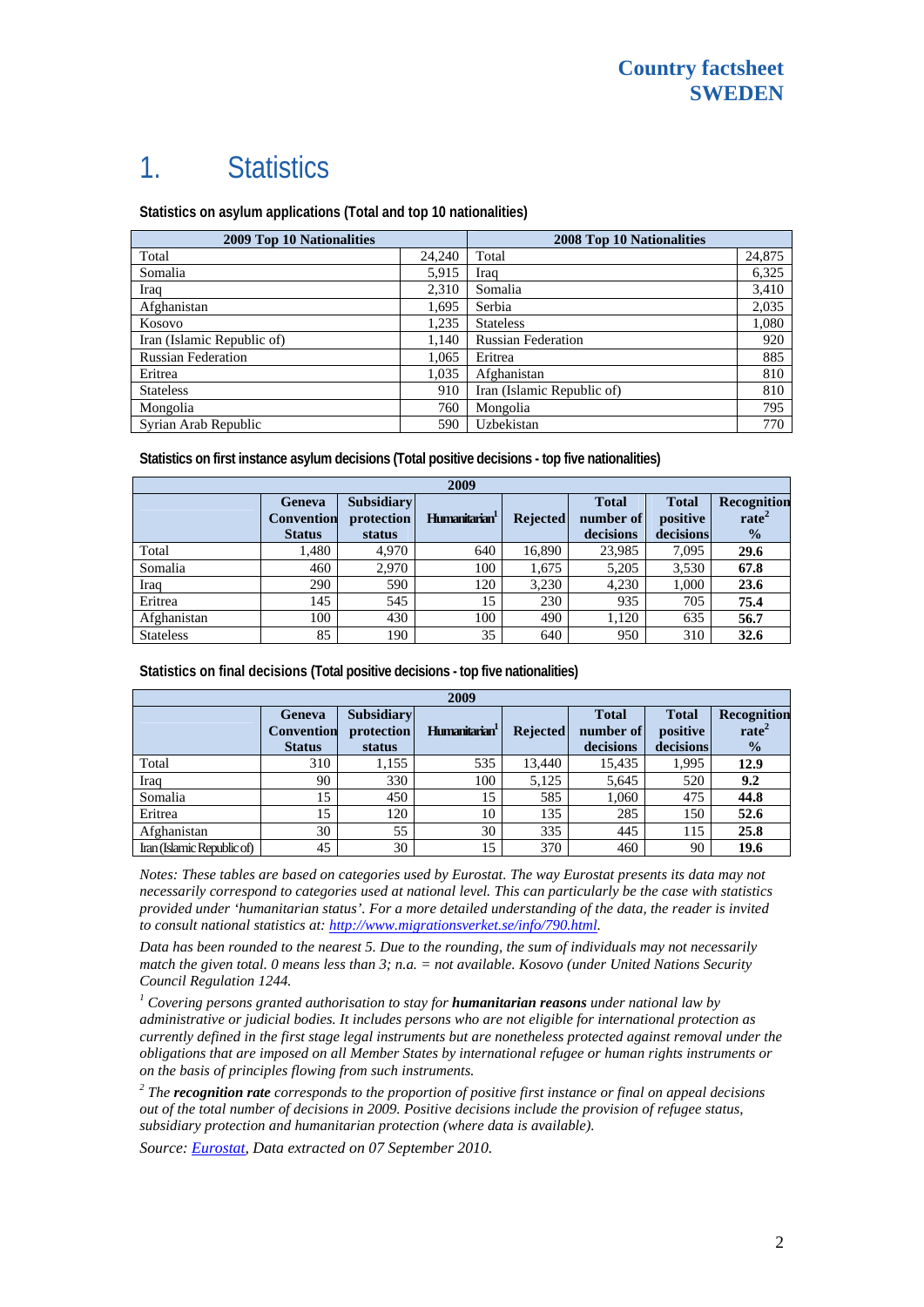# 1. Statistics

**Statistics on asylum applications (Total and top 10 nationalities)**

| 2009 Top 10 Nationalities | | 2008 Top 10 Nationalities | |
|---|---|---|---|
| Total | 24,240 | Total | 24,875 |
| Somalia | 5,915 | Iraq | 6,325 |
| Iraq | 2,310 | Somalia | 3,410 |
| Afghanistan | 1,695 | Serbia | 2,035 |
| Kosovo | 1,235 | Stateless | 1,080 |
| Iran (Islamic Republic of) | 1,140 | Russian Federation | 920 |
| Russian Federation | 1,065 | Eritrea | 885 |
| Eritrea | 1,035 | Afghanistan | 810 |
| Stateless | 910 | Iran (Islamic Republic of) | 810 |
| Mongolia | 760 | Mongolia | 795 |
| Syrian Arab Republic | 590 | Uzbekistan | 770 |

**Statistics on first instance asylum decisions (Total positive decisions - top five nationalities)**

| 2009 | | | | | | | |
|---|---|---|---|---|---|---|---|
| | Geneva Convention Status | Subsidiary protection status | Humanitarian[1] | Rejected | Total number of decisions | Total positive decisions | Recognition rate[2] % |
| Total | 1,480 | 4,970 | 640 | 16,890 | 23,985 | 7,095 | **29.6** |
| Somalia | 460 | 2,970 | 100 | 1,675 | 5,205 | 3,530 | **67.8** |
| Iraq | 290 | 590 | 120 | 3,230 | 4,230 | 1,000 | **23.6** |
| Eritrea | 145 | 545 | 15 | 230 | 935 | 705 | **75.4** |
| Afghanistan | 100 | 430 | 100 | 490 | 1,120 | 635 | **56.7** |
| Stateless | 85 | 190 | 35 | 640 | 950 | 310 | **32.6** |

**Statistics on final decisions (Total positive decisions - top five nationalities)**

| 2009 | | | | | | | |
|---|---|---|---|---|---|---|---|
| | Geneva Convention Status | Subsidiary protection status | Humanitarian[1] | Rejected | Total number of decisions | Total positive decisions | Recognition rate[2] % |
| Total | 310 | 1,155 | 535 | 13,440 | 15,435 | 1,995 | **12.9** |
| Iraq | 90 | 330 | 100 | 5,125 | 5,645 | 520 | **9.2** |
| Somalia | 15 | 450 | 15 | 585 | 1,060 | 475 | **44.8** |
| Eritrea | 15 | 120 | 10 | 135 | 285 | 150 | **52.6** |
| Afghanistan | 30 | 55 | 30 | 335 | 445 | 115 | **25.8** |
| Iran (Islamic Republic of) | 45 | 30 | 15 | 370 | 460 | 90 | **19.6** |

*Notes: These tables are based on categories used by Eurostat. The way Eurostat presents its data may not necessarily correspond to categories used at national level. This can particularly be the case with statistics provided under 'humanitarian status'. For a more detailed understanding of the data, the reader is invited to consult national statistics at: http://www.migrationsverket.se/info/790.html.*

*Data has been rounded to the nearest 5. Due to the rounding, the sum of individuals may not necessarily match the given total. 0 means less than 3; n.a. = not available. Kosovo (under United Nations Security Council Regulation 1244.*

[1] *Covering persons granted authorisation to stay for* ***humanitarian reasons*** *under national law by administrative or judicial bodies. It includes persons who are not eligible for international protection as currently defined in the first stage legal instruments but are nonetheless protected against removal under the obligations that are imposed on all Member States by international refugee or human rights instruments or on the basis of principles flowing from such instruments.*

[2] *The* ***recognition rate*** *corresponds to the proportion of positive first instance or final on appeal decisions out of the total number of decisions in 2009. Positive decisions include the provision of refugee status, subsidiary protection and humanitarian protection (where data is available).*

*Source: Eurostat, Data extracted on 07 September 2010.*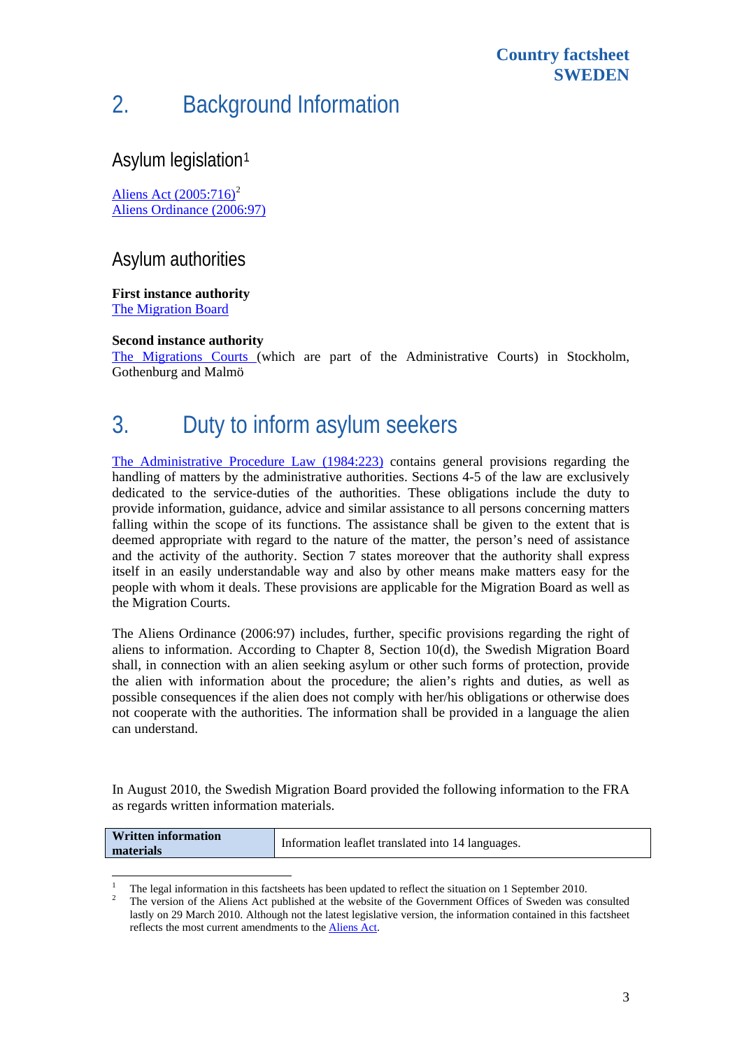## 2. Background Information

### Asylum legislation[1]

Aliens Act (2005:716)[2]
Aliens Ordinance (2006:97)

### Asylum authorities

**First instance authority**
The Migration Board

**Second instance authority**
The Migrations Courts (which are part of the Administrative Courts) in Stockholm, Gothenburg and Malmö

## 3. Duty to inform asylum seekers

The Administrative Procedure Law (1984:223) contains general provisions regarding the handling of matters by the administrative authorities. Sections 4-5 of the law are exclusively dedicated to the service-duties of the authorities. These obligations include the duty to provide information, guidance, advice and similar assistance to all persons concerning matters falling within the scope of its functions. The assistance shall be given to the extent that is deemed appropriate with regard to the nature of the matter, the person's need of assistance and the activity of the authority. Section 7 states moreover that the authority shall express itself in an easily understandable way and also by other means make matters easy for the people with whom it deals. These provisions are applicable for the Migration Board as well as the Migration Courts.

The Aliens Ordinance (2006:97) includes, further, specific provisions regarding the right of aliens to information. According to Chapter 8, Section 10(d), the Swedish Migration Board shall, in connection with an alien seeking asylum or other such forms of protection, provide the alien with information about the procedure; the alien's rights and duties, as well as possible consequences if the alien does not comply with her/his obligations or otherwise does not cooperate with the authorities. The information shall be provided in a language the alien can understand.

In August 2010, the Swedish Migration Board provided the following information to the FRA as regards written information materials.

| **Written information materials** | Information leaflet translated into 14 languages. |
|---|---|

[1] The legal information in this factsheets has been updated to reflect the situation on 1 September 2010.
[2] The version of the Aliens Act published at the website of the Government Offices of Sweden was consulted lastly on 29 March 2010. Although not the latest legislative version, the information contained in this factsheet reflects the most current amendments to the Aliens Act.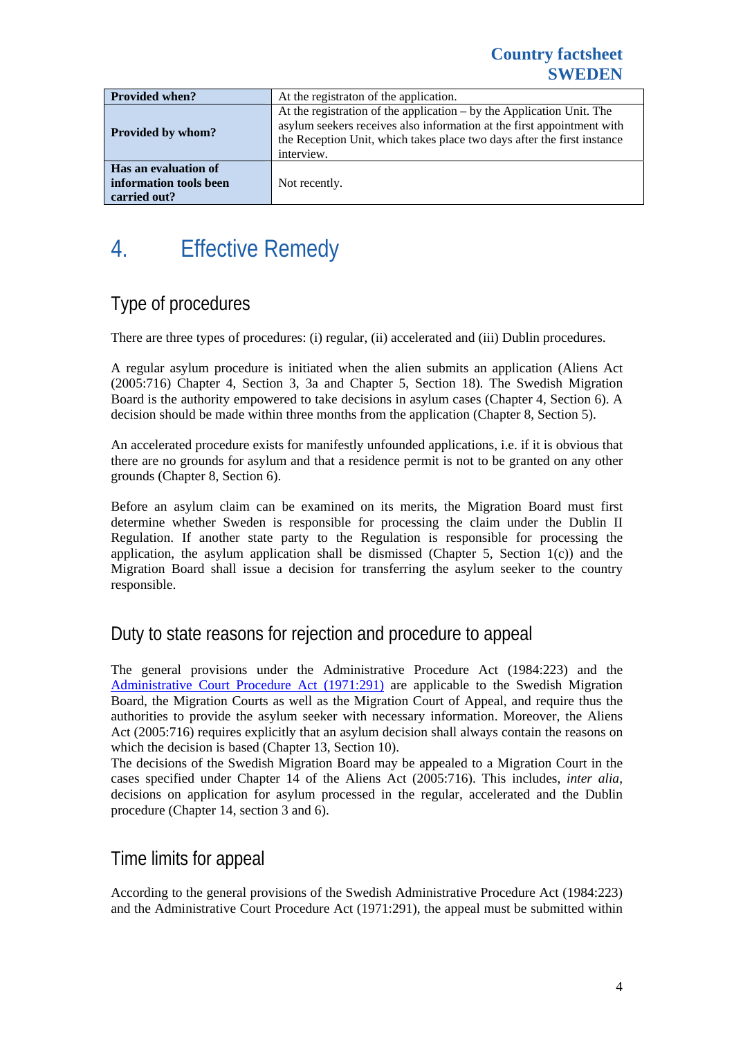| | |
|---|---|
| **Provided when?** | At the registraton of the application. |
| **Provided by whom?** | At the registration of the application – by the Application Unit. The asylum seekers receives also information at the first appointment with the Reception Unit, which takes place two days after the first instance interview. |
| **Has an evaluation of information tools been carried out?** | Not recently. |

# 4. Effective Remedy

## Type of procedures

There are three types of procedures: (i) regular, (ii) accelerated and (iii) Dublin procedures.

A regular asylum procedure is initiated when the alien submits an application (Aliens Act (2005:716) Chapter 4, Section 3, 3a and Chapter 5, Section 18). The Swedish Migration Board is the authority empowered to take decisions in asylum cases (Chapter 4, Section 6). A decision should be made within three months from the application (Chapter 8, Section 5).

An accelerated procedure exists for manifestly unfounded applications, i.e. if it is obvious that there are no grounds for asylum and that a residence permit is not to be granted on any other grounds (Chapter 8, Section 6).

Before an asylum claim can be examined on its merits, the Migration Board must first determine whether Sweden is responsible for processing the claim under the Dublin II Regulation. If another state party to the Regulation is responsible for processing the application, the asylum application shall be dismissed (Chapter 5, Section 1(c)) and the Migration Board shall issue a decision for transferring the asylum seeker to the country responsible.

## Duty to state reasons for rejection and procedure to appeal

The general provisions under the Administrative Procedure Act (1984:223) and the Administrative Court Procedure Act (1971:291) are applicable to the Swedish Migration Board, the Migration Courts as well as the Migration Court of Appeal, and require thus the authorities to provide the asylum seeker with necessary information. Moreover, the Aliens Act (2005:716) requires explicitly that an asylum decision shall always contain the reasons on which the decision is based (Chapter 13, Section 10).

The decisions of the Swedish Migration Board may be appealed to a Migration Court in the cases specified under Chapter 14 of the Aliens Act (2005:716). This includes, *inter alia*, decisions on application for asylum processed in the regular, accelerated and the Dublin procedure (Chapter 14, section 3 and 6).

## Time limits for appeal

According to the general provisions of the Swedish Administrative Procedure Act (1984:223) and the Administrative Court Procedure Act (1971:291), the appeal must be submitted within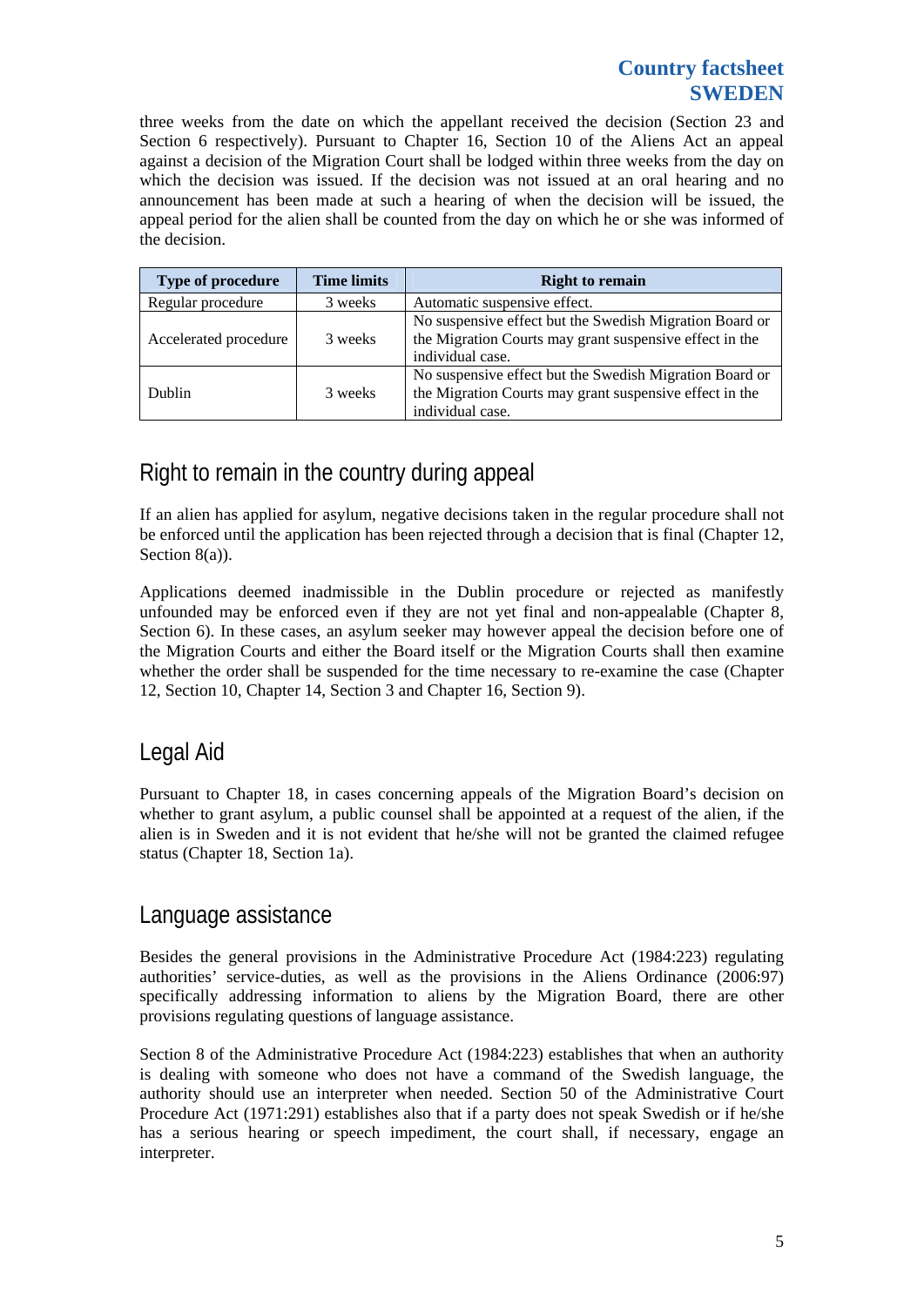three weeks from the date on which the appellant received the decision (Section 23 and Section 6 respectively). Pursuant to Chapter 16, Section 10 of the Aliens Act an appeal against a decision of the Migration Court shall be lodged within three weeks from the day on which the decision was issued. If the decision was not issued at an oral hearing and no announcement has been made at such a hearing of when the decision will be issued, the appeal period for the alien shall be counted from the day on which he or she was informed of the decision.

| Type of procedure | Time limits | Right to remain |
|---|---|---|
| Regular procedure | 3 weeks | Automatic suspensive effect. |
| Accelerated procedure | 3 weeks | No suspensive effect but the Swedish Migration Board or the Migration Courts may grant suspensive effect in the individual case. |
| Dublin | 3 weeks | No suspensive effect but the Swedish Migration Board or the Migration Courts may grant suspensive effect in the individual case. |

## Right to remain in the country during appeal

If an alien has applied for asylum, negative decisions taken in the regular procedure shall not be enforced until the application has been rejected through a decision that is final (Chapter 12, Section 8(a)).

Applications deemed inadmissible in the Dublin procedure or rejected as manifestly unfounded may be enforced even if they are not yet final and non-appealable (Chapter 8, Section 6). In these cases, an asylum seeker may however appeal the decision before one of the Migration Courts and either the Board itself or the Migration Courts shall then examine whether the order shall be suspended for the time necessary to re-examine the case (Chapter 12, Section 10, Chapter 14, Section 3 and Chapter 16, Section 9).

## Legal Aid

Pursuant to Chapter 18, in cases concerning appeals of the Migration Board's decision on whether to grant asylum, a public counsel shall be appointed at a request of the alien, if the alien is in Sweden and it is not evident that he/she will not be granted the claimed refugee status (Chapter 18, Section 1a).

## Language assistance

Besides the general provisions in the Administrative Procedure Act (1984:223) regulating authorities' service-duties, as well as the provisions in the Aliens Ordinance (2006:97) specifically addressing information to aliens by the Migration Board, there are other provisions regulating questions of language assistance.

Section 8 of the Administrative Procedure Act (1984:223) establishes that when an authority is dealing with someone who does not have a command of the Swedish language, the authority should use an interpreter when needed. Section 50 of the Administrative Court Procedure Act (1971:291) establishes also that if a party does not speak Swedish or if he/she has a serious hearing or speech impediment, the court shall, if necessary, engage an interpreter.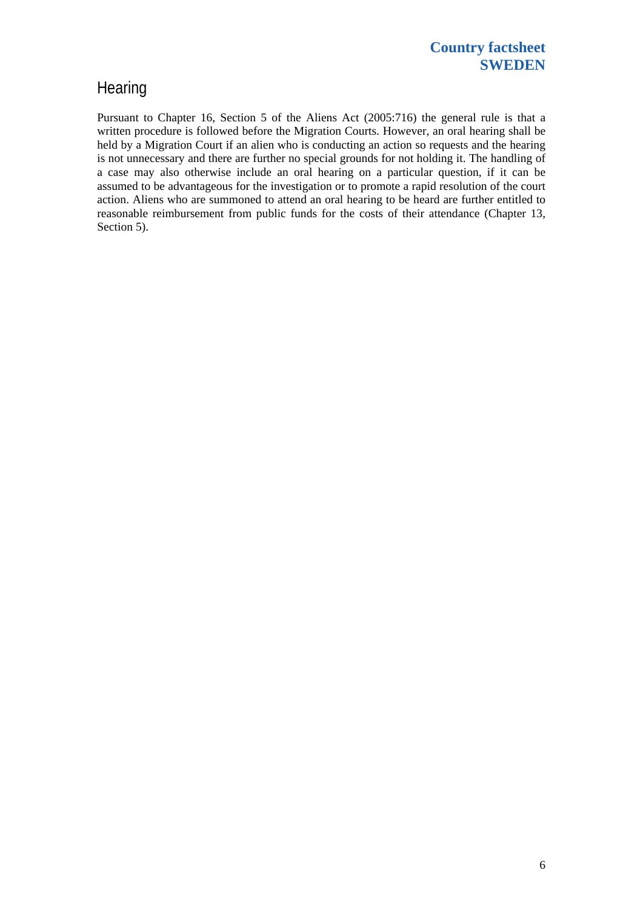## Hearing

Pursuant to Chapter 16, Section 5 of the Aliens Act (2005:716) the general rule is that a written procedure is followed before the Migration Courts. However, an oral hearing shall be held by a Migration Court if an alien who is conducting an action so requests and the hearing is not unnecessary and there are further no special grounds for not holding it. The handling of a case may also otherwise include an oral hearing on a particular question, if it can be assumed to be advantageous for the investigation or to promote a rapid resolution of the court action. Aliens who are summoned to attend an oral hearing to be heard are further entitled to reasonable reimbursement from public funds for the costs of their attendance (Chapter 13, Section 5).